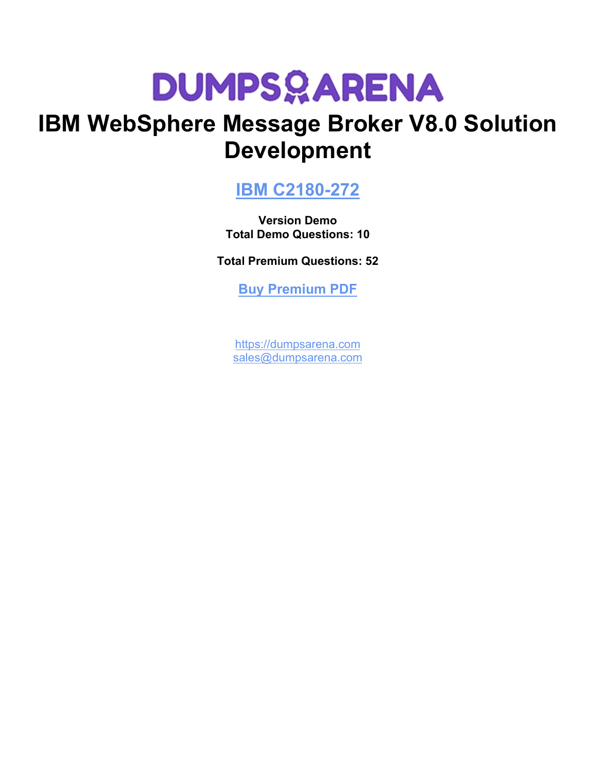# DUMPSARENA

# IBM WebSphere Message Broker V8.0 Solution Development

## IBM C2180-272

**Version Demo**
**Total Demo Questions: 10**

**Total Premium Questions: 52**

**Buy Premium PDF**

https://dumpsarena.com
sales@dumpsarena.com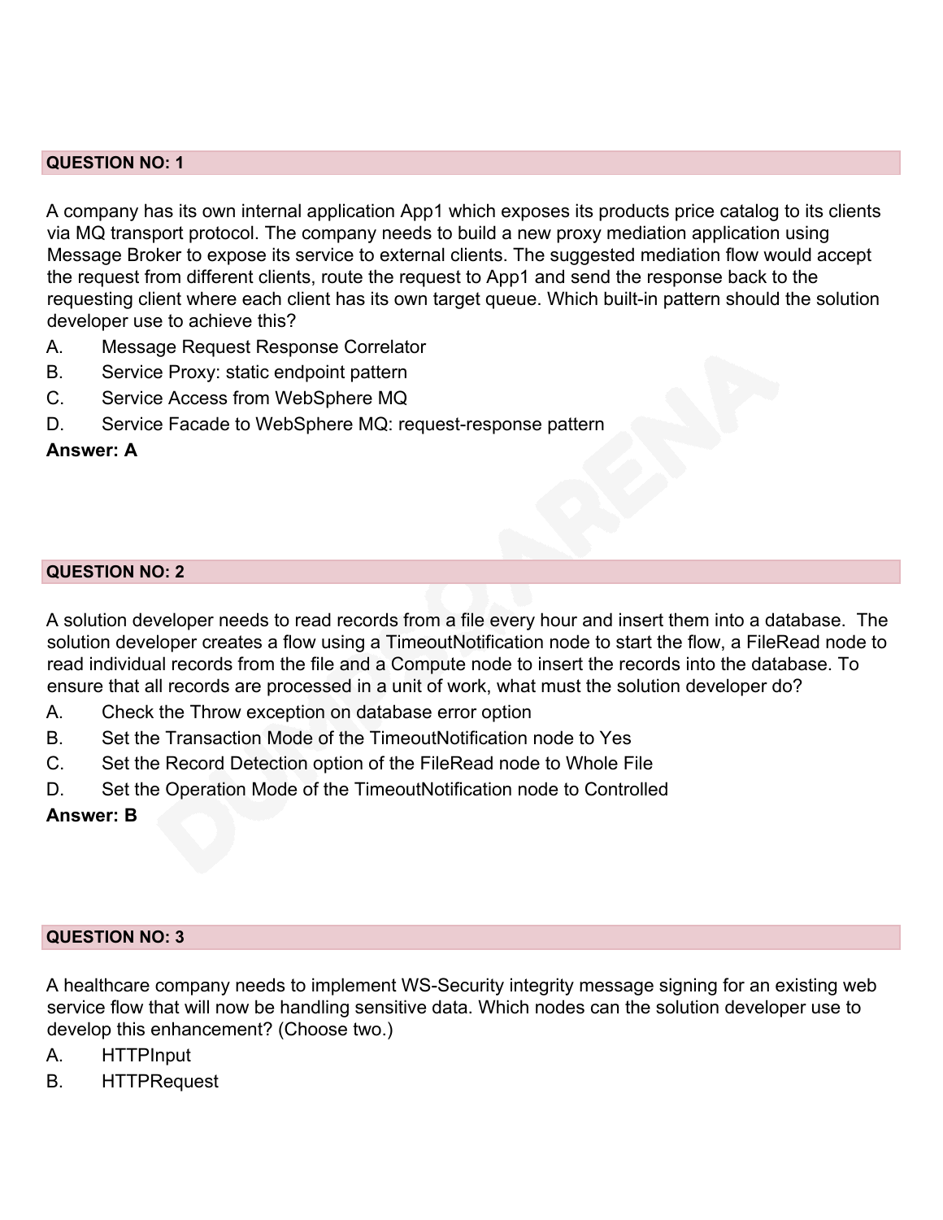**QUESTION NO: 1**

A company has its own internal application App1 which exposes its products price catalog to its clients via MQ transport protocol. The company needs to build a new proxy mediation application using Message Broker to expose its service to external clients. The suggested mediation flow would accept the request from different clients, route the request to App1 and send the response back to the requesting client where each client has its own target queue. Which built-in pattern should the solution developer use to achieve this?

A. Message Request Response Correlator
B. Service Proxy: static endpoint pattern
C. Service Access from WebSphere MQ
D. Service Facade to WebSphere MQ: request-response pattern

**Answer: A**

**QUESTION NO: 2**

A solution developer needs to read records from a file every hour and insert them into a database. The solution developer creates a flow using a TimeoutNotification node to start the flow, a FileRead node to read individual records from the file and a Compute node to insert the records into the database. To ensure that all records are processed in a unit of work, what must the solution developer do?

A. Check the Throw exception on database error option
B. Set the Transaction Mode of the TimeoutNotification node to Yes
C. Set the Record Detection option of the FileRead node to Whole File
D. Set the Operation Mode of the TimeoutNotification node to Controlled

**Answer: B**

**QUESTION NO: 3**

A healthcare company needs to implement WS-Security integrity message signing for an existing web service flow that will now be handling sensitive data. Which nodes can the solution developer use to develop this enhancement? (Choose two.)

A. HTTPInput
B. HTTPRequest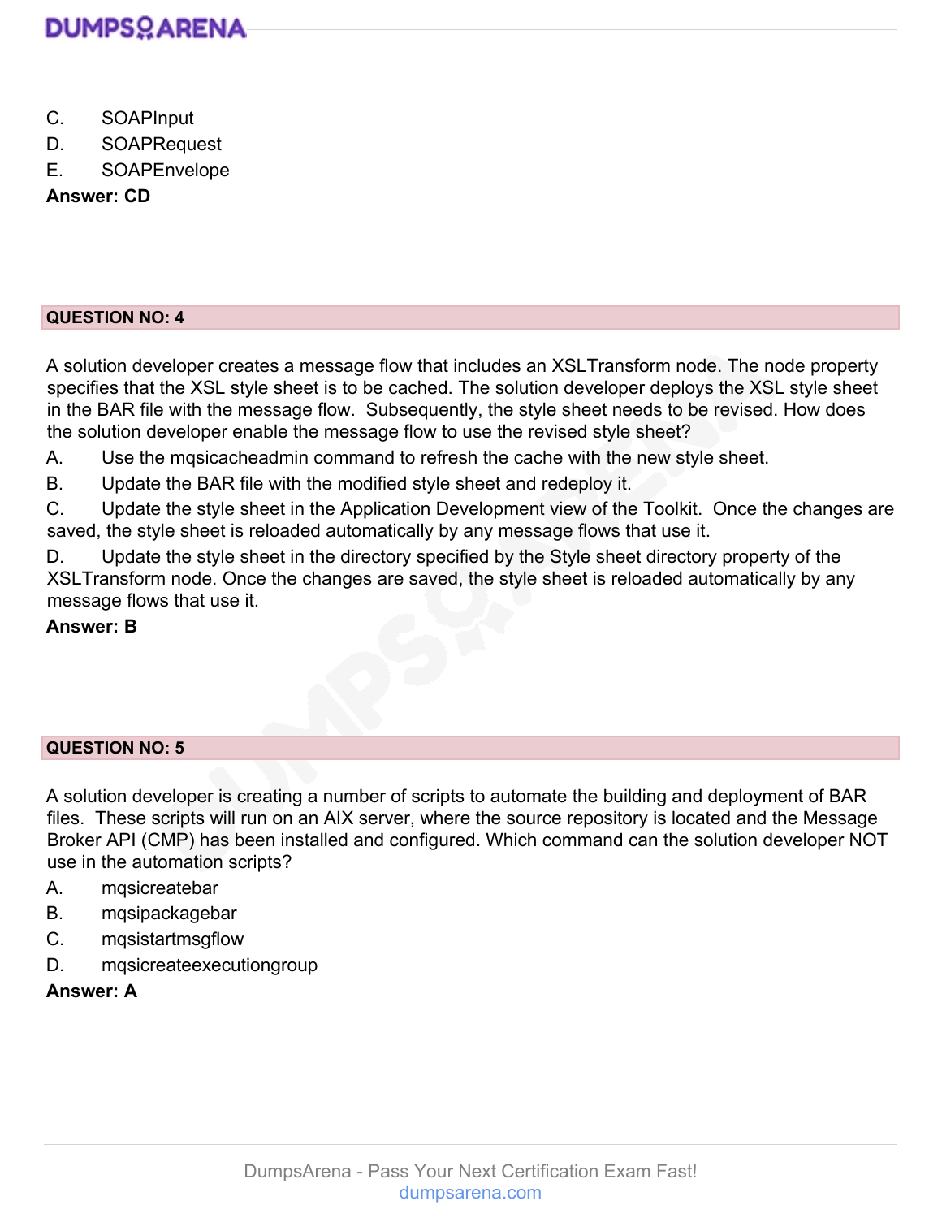C. SOAPInput

D. SOAPRequest

E. SOAPEnvelope

**Answer: CD**

**QUESTION NO: 4**

A solution developer creates a message flow that includes an XSLTransform node. The node property specifies that the XSL style sheet is to be cached. The solution developer deploys the XSL style sheet in the BAR file with the message flow. Subsequently, the style sheet needs to be revised. How does the solution developer enable the message flow to use the revised style sheet?

A. Use the mqsicacheadmin command to refresh the cache with the new style sheet.

B. Update the BAR file with the modified style sheet and redeploy it.

C. Update the style sheet in the Application Development view of the Toolkit. Once the changes are saved, the style sheet is reloaded automatically by any message flows that use it.

D. Update the style sheet in the directory specified by the Style sheet directory property of the XSLTransform node. Once the changes are saved, the style sheet is reloaded automatically by any message flows that use it.

**Answer: B**

**QUESTION NO: 5**

A solution developer is creating a number of scripts to automate the building and deployment of BAR files. These scripts will run on an AIX server, where the source repository is located and the Message Broker API (CMP) has been installed and configured. Which command can the solution developer NOT use in the automation scripts?

A. mqsicreatebar

B. mqsipackagebar

C. mqsistartmsgflow

D. mqsicreateexecutiongroup

**Answer: A**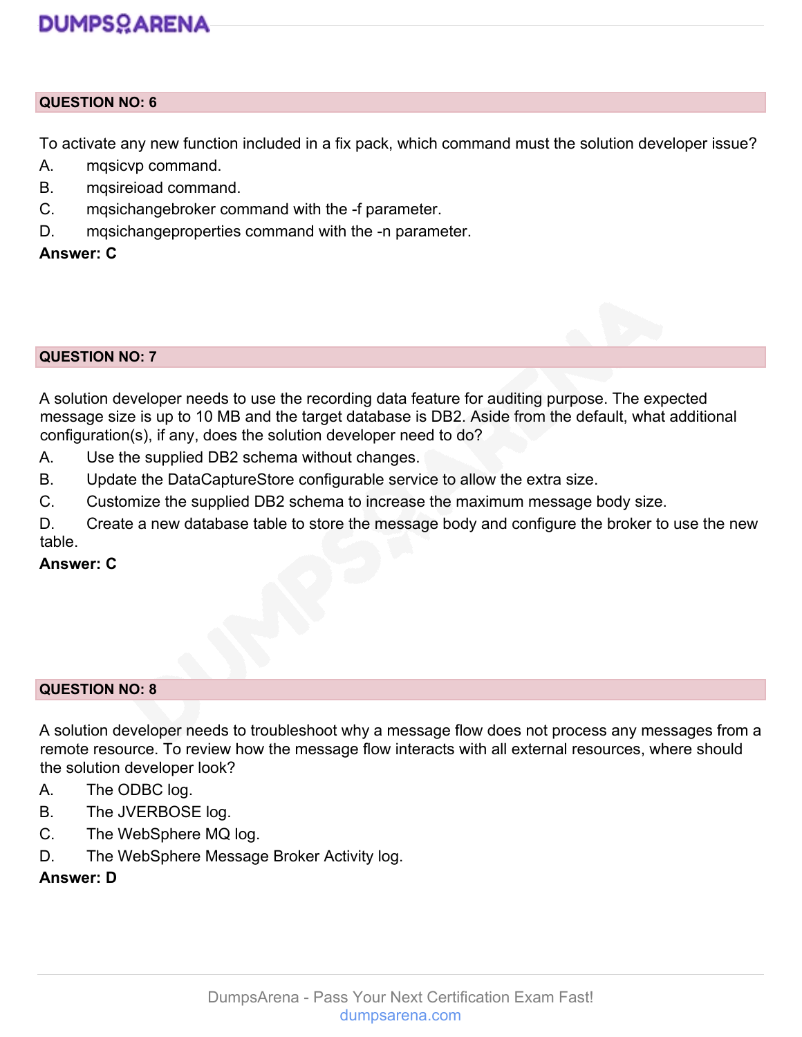**QUESTION NO: 6**

To activate any new function included in a fix pack, which command must the solution developer issue?

A. mqsicvp command.

B. mqsireioad command.

C. mqsichangebroker command with the -f parameter.

D. mqsichangeproperties command with the -n parameter.

**Answer: C**

**QUESTION NO: 7**

A solution developer needs to use the recording data feature for auditing purpose. The expected message size is up to 10 MB and the target database is DB2. Aside from the default, what additional configuration(s), if any, does the solution developer need to do?

A. Use the supplied DB2 schema without changes.

B. Update the DataCaptureStore configurable service to allow the extra size.

C. Customize the supplied DB2 schema to increase the maximum message body size.

D. Create a new database table to store the message body and configure the broker to use the new table.

**Answer: C**

**QUESTION NO: 8**

A solution developer needs to troubleshoot why a message flow does not process any messages from a remote resource. To review how the message flow interacts with all external resources, where should the solution developer look?

A. The ODBC log.

B. The JVERBOSE log.

C. The WebSphere MQ log.

D. The WebSphere Message Broker Activity log.

**Answer: D**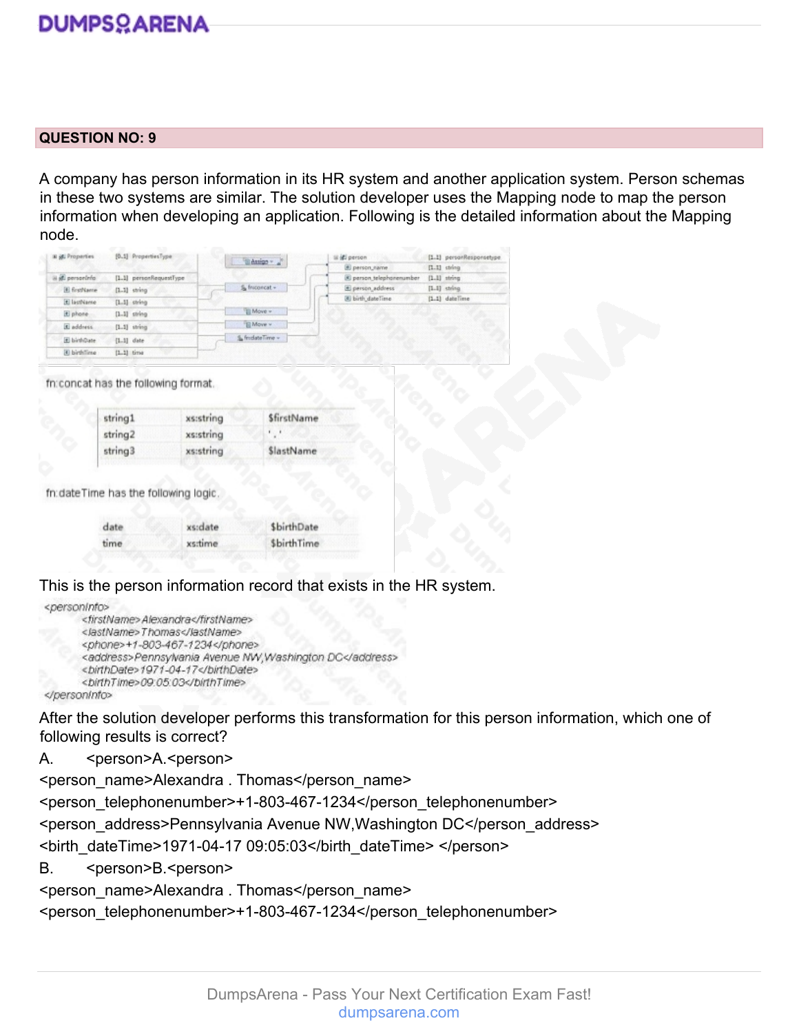## QUESTION NO: 9

A company has person information in its HR system and another application system. Person schemas in these two systems are similar. The solution developer uses the Mapping node to map the person information when developing an application. Following is the detailed information about the Mapping node.

fn:concat has the following format.

| | | |
|---|---|---|
| string1 | xs:string | $firstName |
| string2 | xs:string | '.' |
| string3 | xs:string | $lastName |

fn:dateTime has the following logic.

| | | |
|---|---|---|
| date | xs:date | $birthDate |
| time | xs:time | $birthTime |

This is the person information record that exists in the HR system.

```
<personInfo>
    <firstName>Alexandra</firstName>
    <lastName>Thomas</lastName>
    <phone>+1-803-467-1234</phone>
    <address>Pennsylvania Avenue NW,Washington DC</address>
    <birthDate>1971-04-17</birthDate>
    <birthTime>09:05:03</birthTime>
</personInfo>
```

After the solution developer performs this transformation for this person information, which one of following results is correct?

A. <person>A.<person>
<person_name>Alexandra . Thomas</person_name>
<person_telephonenumber>+1-803-467-1234</person_telephonenumber>
<person_address>Pennsylvania Avenue NW,Washington DC</person_address>
<birth_dateTime>1971-04-17 09:05:03</birth_dateTime> </person>

B. <person>B.<person>
<person_name>Alexandra . Thomas</person_name>
<person_telephonenumber>+1-803-467-1234</person_telephonenumber>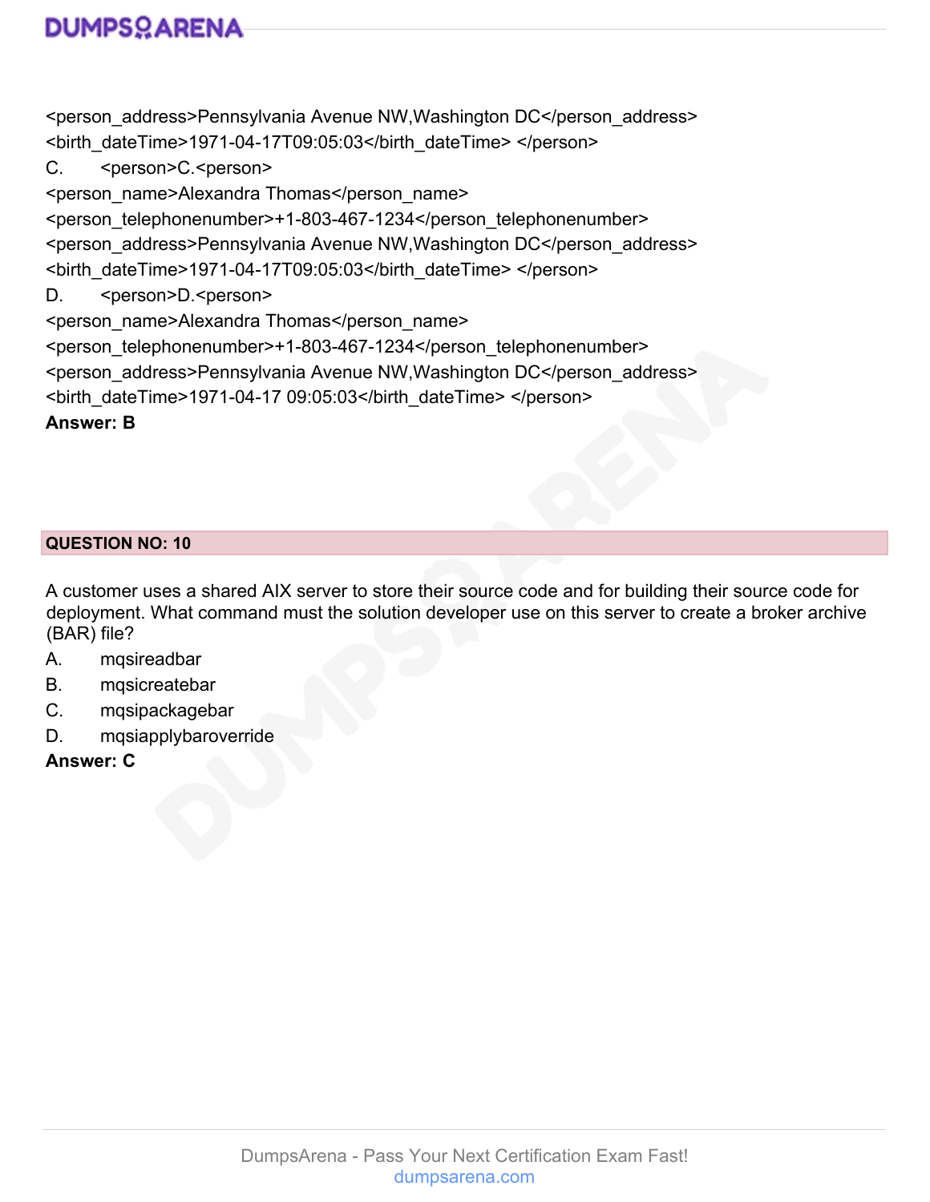<person_address>Pennsylvania Avenue NW,Washington DC</person_address>
<birth_dateTime>1971-04-17T09:05:03</birth_dateTime> </person>

C. <person>C.<person>
<person_name>Alexandra Thomas</person_name>
<person_telephonenumber>+1-803-467-1234</person_telephonenumber>
<person_address>Pennsylvania Avenue NW,Washington DC</person_address>
<birth_dateTime>1971-04-17T09:05:03</birth_dateTime> </person>

D. <person>D.<person>
<person_name>Alexandra Thomas</person_name>
<person_telephonenumber>+1-803-467-1234</person_telephonenumber>
<person_address>Pennsylvania Avenue NW,Washington DC</person_address>
<birth_dateTime>1971-04-17 09:05:03</birth_dateTime> </person>

**Answer: B**

## QUESTION NO: 10

A customer uses a shared AIX server to store their source code and for building their source code for deployment. What command must the solution developer use on this server to create a broker archive (BAR) file?

A. mqsireadbar
B. mqsicreatebar
C. mqsipackagebar
D. mqsiapplybaroverride

**Answer: C**